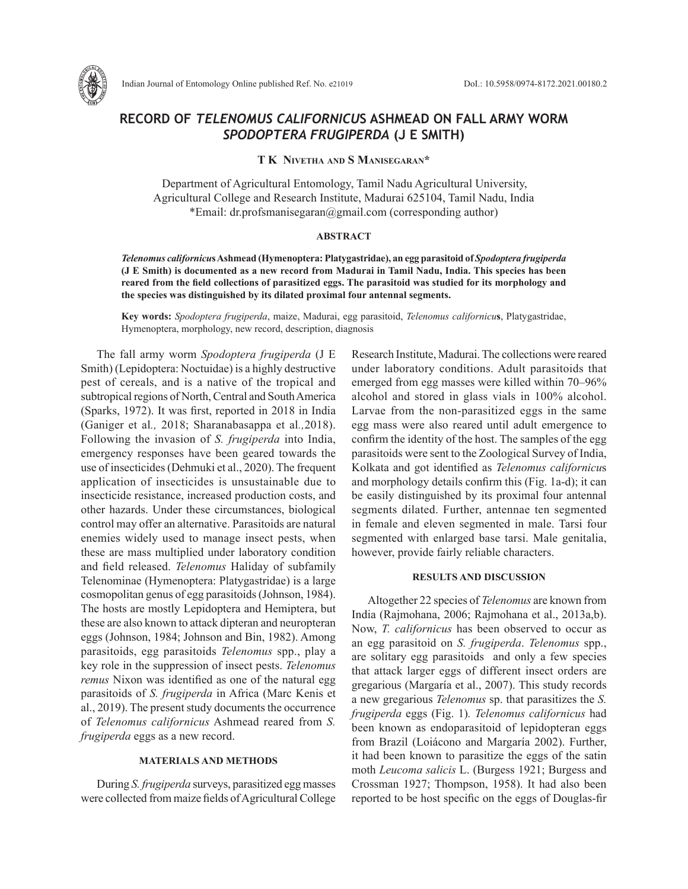# RECORD OF *TELENOMUS CALIFORNICUS* ASHMEAD ON FALL ARMY WORM *SPODOPTERA FRUGIPERDA* (J E SMITH)

**T K Nivetha and S Manisegaran***

Department of Agricultural Entomology, Tamil Nadu Agricultural University, Agricultural College and Research Institute, Madurai 625104, Tamil Nadu, India
*Email: dr.profsmanisegaran@gmail.com (corresponding author)

### ABSTRACT

***Telenomus californicus* Ashmead (Hymenoptera: Platygastridae), an egg parasitoid of *Spodoptera frugiperda* (J E Smith) is documented as a new record from Madurai in Tamil Nadu, India. This species has been reared from the field collections of parasitized eggs. The parasitoid was studied for its morphology and the species was distinguished by its dilated proximal four antennal segments.**

**Key words:** *Spodoptera frugiperda*, maize, Madurai, egg parasitoid, *Telenomus californicus*, Platygastridae, Hymenoptera, morphology, new record, description, diagnosis

The fall army worm *Spodoptera frugiperda* (J E Smith) (Lepidoptera: Noctuidae) is a highly destructive pest of cereals, and is a native of the tropical and subtropical regions of North, Central and South America (Sparks, 1972). It was first, reported in 2018 in India (Ganiger et al., 2018; Sharanabasappa et al., 2018). Following the invasion of *S. frugiperda* into India, emergency responses have been geared towards the use of insecticides (Dehmuki et al., 2020). The frequent application of insecticides is unsustainable due to insecticide resistance, increased production costs, and other hazards. Under these circumstances, biological control may offer an alternative. Parasitoids are natural enemies widely used to manage insect pests, when these are mass multiplied under laboratory condition and field released. *Telenomus* Haliday of subfamily Telenominae (Hymenoptera: Platygastridae) is a large cosmopolitan genus of egg parasitoids (Johnson, 1984). The hosts are mostly Lepidoptera and Hemiptera, but these are also known to attack dipteran and neuropteran eggs (Johnson, 1984; Johnson and Bin, 1982). Among parasitoids, egg parasitoids *Telenomus* spp., play a key role in the suppression of insect pests. *Telenomus remus* Nixon was identified as one of the natural egg parasitoids of *S. frugiperda* in Africa (Marc Kenis et al., 2019). The present study documents the occurrence of *Telenomus californicus* Ashmead reared from *S. frugiperda* eggs as a new record.

### MATERIALS AND METHODS

During *S. frugiperda* surveys, parasitized egg masses were collected from maize fields of Agricultural College Research Institute, Madurai. The collections were reared under laboratory conditions. Adult parasitoids that emerged from egg masses were killed within 70–96% alcohol and stored in glass vials in 100% alcohol. Larvae from the non-parasitized eggs in the same egg mass were also reared until adult emergence to confirm the identity of the host. The samples of the egg parasitoids were sent to the Zoological Survey of India, Kolkata and got identified as *Telenomus californicus* and morphology details confirm this (Fig. 1a-d); it can be easily distinguished by its proximal four antennal segments dilated. Further, antennae ten segmented in female and eleven segmented in male. Tarsi four segmented with enlarged base tarsi. Male genitalia, however, provide fairly reliable characters.

### RESULTS AND DISCUSSION

Altogether 22 species of *Telenomus* are known from India (Rajmohana, 2006; Rajmohana et al., 2013a,b). Now, *T. californicus* has been observed to occur as an egg parasitoid on *S. frugiperda*. *Telenomus* spp., are solitary egg parasitoids and only a few species that attack larger eggs of different insect orders are gregarious (Margaría et al., 2007). This study records a new gregarious *Telenomus* sp. that parasitizes the *S. frugiperda* eggs (Fig. 1). *Telenomus californicus* had been known as endoparasitoid of lepidopteran eggs from Brazil (Loiácono and Margaría 2002). Further, it had been known to parasitize the eggs of the satin moth *Leucoma salicis* L. (Burgess 1921; Burgess and Crossman 1927; Thompson, 1958). It had also been reported to be host specific on the eggs of Douglas-fir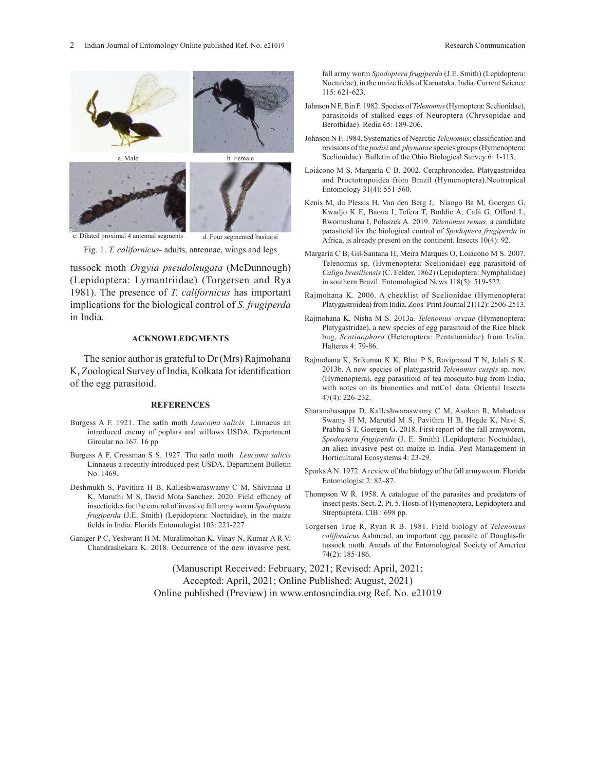a. Male

b. Female

c. Dilated proximal 4 antennal segments

d. Four segmented basitarsi

Fig. 1. *T. californicus*- adults, antennae, wings and legs

tussock moth *Orgyia pseudolsugata* (McDunnough) (Lepidoptera: Lymantriidae) (Torgersen and Rya 1981). The presence of *T. californicus* has important implications for the biological control of *S. frugiperda* in India.

## ACKNOWLEDGMENTS

The senior author is grateful to Dr (Mrs) Rajmohana K, Zoological Survey of India, Kolkata for identification of the egg parasitoid.

## REFERENCES

Burgess A F. 1921. The satln moth *Leucoma salicis* Linnaeus an introduced enemy of poplars and willows USDA. Department Gircular no.167. 16 pp

Burgess A F, Crossman S S. 1927. The satln moth *Leucoma salicis* Linnaeus a recently introduced pest USDA. Department Bulletin No. 1469.

Deshmukh S, Pavithra H B, Kalleshwaraswamy C M, Shivanna B K, Maruthi M S, David Mota Sanchez. 2020. Field efficacy of insecticides for the control of invasive fall army worm *Spodoptera frugiperda* (J.E. Smith) (Lepidoptera: Noctuidae), in the maize fields in India. Florida Entomologist 103: 221-227

Ganiger P C, Yeshwant H M, Muralimohan K, Vinay N, Kumar A R V, Chandrashekara K. 2018. Occurrence of the new invasive pest, fall army worm *Spodoptera frugiperda* (J.E. Smith) (Lepidoptera: Noctuidae), in the maize fields of Karnataka, India. Current Science 115: 621-623.

Johnson N F, Bin F. 1982. Species of *Telenomus* (Hymoptera: Scelionidae), parasitoids of stalked eggs of Neuroptera (Chrysopidae and Berothidae). Redia 65: 189-206.

Johnson N F. 1984. Systematics of Nearctic *Telenomus*: classification and revisions of the *podisi* and *phymatae* species groups (Hymenoptera: Scelionidae). Bulletin of the Ohio Biological Survey 6: 1-113.

Loiácono M S, Margaría C B. 2002. Ceraphronoidea, Platygastroidea and Proctotrupoidea from Brazil (Hymenoptera).Neotropical Entomology 31(4): 551-560.

Kenis M, du Plessis H, Van den Berg J, Niango Ba M, Goergen G, Kwadjo K E, Baoua I, Tefera T, Buddie A, Cafà G, Offord L, Rwomushana I, Polaszek A. 2019. *Telenomus remus,* a candidate parasitoid for the biological control of *Spodoptera frugiperda* in Africa, is already present on the continent. Insects 10(4): 92.

Margaría C B, Gil-Santana H, Meira Marques O, Loiácono M S. 2007. Telenomus sp. (Hymenoptera: Scelionidae) egg parasitoid of *Caligo brasiliensis* (C. Felder, 1862) (Lepidoptera: Nymphalidae) in southern Brazil. Entomological News 118(5): 519-522.

Rajmohana K. 2006. A checklist of Scelionidae (Hymenoptera: Platygastroidea) from India. Zoos' Print Journal 21(12): 2506-2513.

Rajmohana K, Nisha M S. 2013a. *Telenomus oryzae* (Hymenoptera: Platygastridae), a new species of egg parasitoid of the Rice black bug, *Scotinophora* (Heteroptera: Pentatomidae) from India. Halteres 4: 79-86.

Rajmohana K, Srikumar K K, Bhat P S, Raviprasad T N, Jalali S K. 2013b. A new species of platygastrid *Telenomus cuspis* sp. nov. (Hymenoptera), egg parasitoid of tea mosquito bug from India, with notes on its bionomics and mtCo1 data. Oriental Insects 47(4): 226-232.

Sharanabasappa D, Kalleshwaraswamy C M, Asokan R, Mahadeva Swamy H M, Marutid M S, Pavithra H B, Hegde K, Navi S, Prabhu S T, Goergen G. 2018. First report of the fall armyworm, *Spodoptera frugiperda* (J. E. Smith) (Lepidoptera: Noctuidae), an alien invasive pest on maize in India. Pest Management in Horticultural Ecosystems 4: 23-29.

Sparks A N. 1972. A review of the biology of the fall armyworm. Florida Entomologist 2: 82–87.

Thompson W R. 1958. A catalogue of the parasites and predators of insect pests. Sect. 2. Pt. 5. Hosts of Hymenoptera, Lepidoptera and Streptsiptera. ClB : 698 pp.

Torgersen True R, Ryan R B. 1981. Field biology of *Telenomus californicus* Ashmead, an important egg parasite of Douglas-fir tussock moth. Annals of the Entomological Society of America 74(2): 185-186.

(Manuscript Received: February, 2021; Revised: April, 2021;
Accepted: April, 2021; Online Published: August, 2021)
Online published (Preview) in www.entosocindia.org Ref. No. e21019